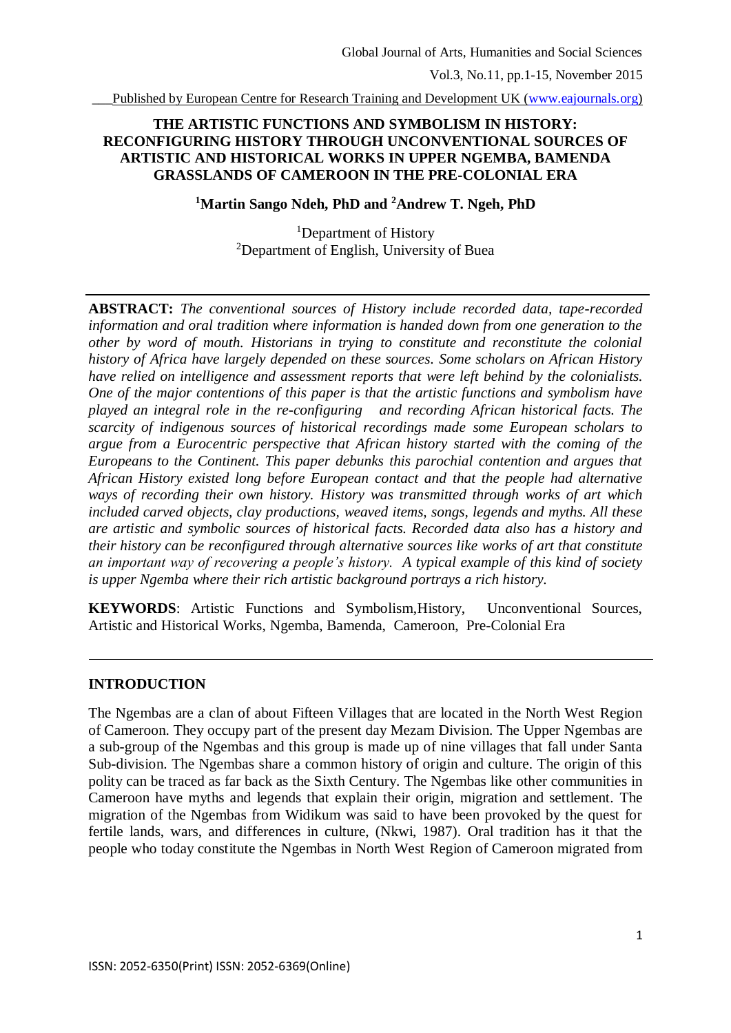# THE ARTISTIC FUNCTIONS AND SYMBOLISM IN HISTORY: RECONFIGURING HISTORY THROUGH UNCONVENTIONAL SOURCES OF ARTISTIC AND HISTORICAL WORKS IN UPPER NGEMBA, BAMENDA GRASSLANDS OF CAMEROON IN THE PRE-COLONIAL ERA

**[1]Martin Sango Ndeh, PhD and [2]Andrew T. Ngeh, PhD**

[1]Department of History
[2]Department of English, University of Buea

---

**ABSTRACT:** *The conventional sources of History include recorded data, tape-recorded information and oral tradition where information is handed down from one generation to the other by word of mouth. Historians in trying to constitute and reconstitute the colonial history of Africa have largely depended on these sources. Some scholars on African History have relied on intelligence and assessment reports that were left behind by the colonialists. One of the major contentions of this paper is that the artistic functions and symbolism have played an integral role in the re-configuring and recording African historical facts. The scarcity of indigenous sources of historical recordings made some European scholars to argue from a Eurocentric perspective that African history started with the coming of the Europeans to the Continent. This paper debunks this parochial contention and argues that African History existed long before European contact and that the people had alternative ways of recording their own history. History was transmitted through works of art which included carved objects, clay productions, weaved items, songs, legends and myths. All these are artistic and symbolic sources of historical facts. Recorded data also has a history and their history can be reconfigured through alternative sources like works of art that constitute an important way of recovering a people's history. A typical example of this kind of society is upper Ngemba where their rich artistic background portrays a rich history.*

**KEYWORDS**: Artistic Functions and Symbolism, History, Unconventional Sources, Artistic and Historical Works, Ngemba, Bamenda, Cameroon, Pre-Colonial Era

---

## INTRODUCTION

The Ngembas are a clan of about Fifteen Villages that are located in the North West Region of Cameroon. They occupy part of the present day Mezam Division. The Upper Ngembas are a sub-group of the Ngembas and this group is made up of nine villages that fall under Santa Sub-division. The Ngembas share a common history of origin and culture. The origin of this polity can be traced as far back as the Sixth Century. The Ngembas like other communities in Cameroon have myths and legends that explain their origin, migration and settlement. The migration of the Ngembas from Widikum was said to have been provoked by the quest for fertile lands, wars, and differences in culture, (Nkwi, 1987). Oral tradition has it that the people who today constitute the Ngembas in North West Region of Cameroon migrated from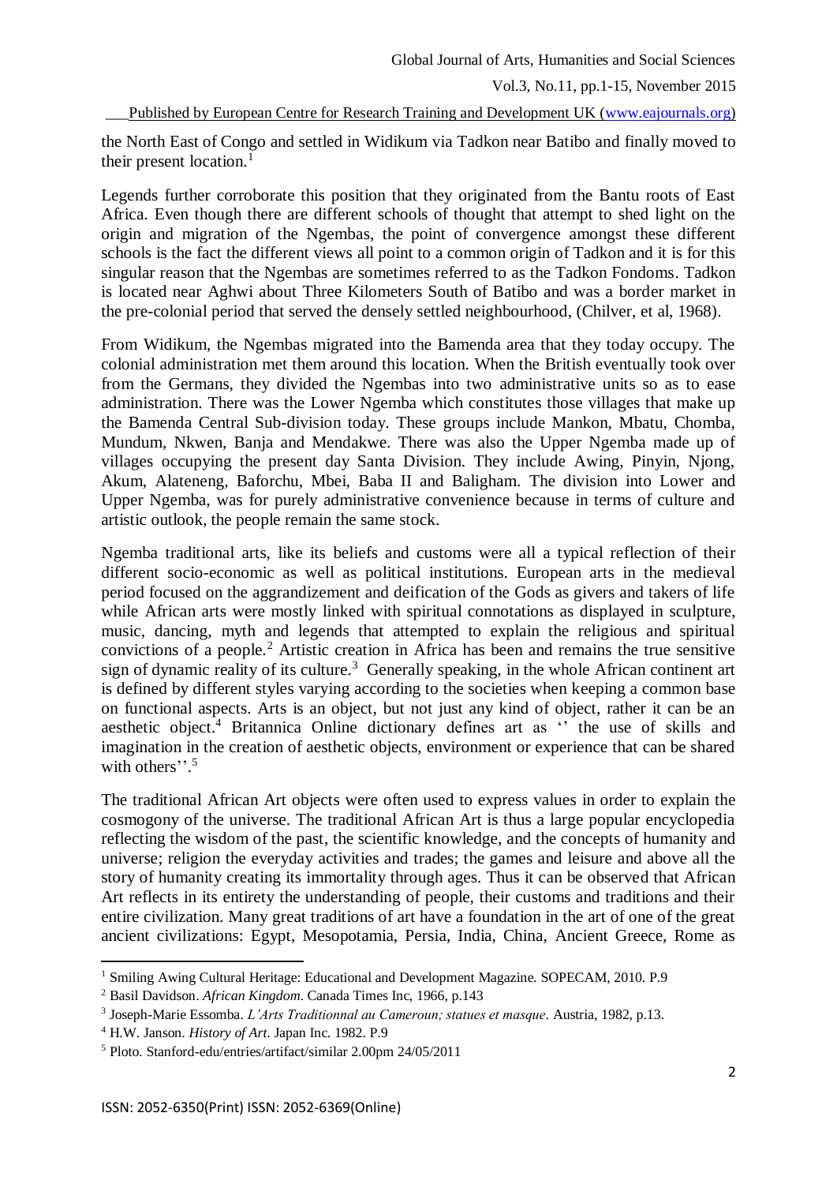the North East of Congo and settled in Widikum via Tadkon near Batibo and finally moved to their present location.[1]

Legends further corroborate this position that they originated from the Bantu roots of East Africa. Even though there are different schools of thought that attempt to shed light on the origin and migration of the Ngembas, the point of convergence amongst these different schools is the fact the different views all point to a common origin of Tadkon and it is for this singular reason that the Ngembas are sometimes referred to as the Tadkon Fondoms. Tadkon is located near Aghwi about Three Kilometers South of Batibo and was a border market in the pre-colonial period that served the densely settled neighbourhood, (Chilver, et al, 1968).

From Widikum, the Ngembas migrated into the Bamenda area that they today occupy. The colonial administration met them around this location. When the British eventually took over from the Germans, they divided the Ngembas into two administrative units so as to ease administration. There was the Lower Ngemba which constitutes those villages that make up the Bamenda Central Sub-division today. These groups include Mankon, Mbatu, Chomba, Mundum, Nkwen, Banja and Mendakwe. There was also the Upper Ngemba made up of villages occupying the present day Santa Division. They include Awing, Pinyin, Njong, Akum, Alateneng, Baforchu, Mbei, Baba II and Baligham. The division into Lower and Upper Ngemba, was for purely administrative convenience because in terms of culture and artistic outlook, the people remain the same stock.

Ngemba traditional arts, like its beliefs and customs were all a typical reflection of their different socio-economic as well as political institutions. European arts in the medieval period focused on the aggrandizement and deification of the Gods as givers and takers of life while African arts were mostly linked with spiritual connotations as displayed in sculpture, music, dancing, myth and legends that attempted to explain the religious and spiritual convictions of a people.[2] Artistic creation in Africa has been and remains the true sensitive sign of dynamic reality of its culture.[3] Generally speaking, in the whole African continent art is defined by different styles varying according to the societies when keeping a common base on functional aspects. Arts is an object, but not just any kind of object, rather it can be an aesthetic object.[4] Britannica Online dictionary defines art as '' the use of skills and imagination in the creation of aesthetic objects, environment or experience that can be shared with others''.[5]

The traditional African Art objects were often used to express values in order to explain the cosmogony of the universe. The traditional African Art is thus a large popular encyclopedia reflecting the wisdom of the past, the scientific knowledge, and the concepts of humanity and universe; religion the everyday activities and trades; the games and leisure and above all the story of humanity creating its immortality through ages. Thus it can be observed that African Art reflects in its entirety the understanding of people, their customs and traditions and their entire civilization. Many great traditions of art have a foundation in the art of one of the great ancient civilizations: Egypt, Mesopotamia, Persia, India, China, Ancient Greece, Rome as

---

[1] Smiling Awing Cultural Heritage: Educational and Development Magazine. SOPECAM, 2010. P.9

[2] Basil Davidson. *African Kingdom*. Canada Times Inc, 1966, p.143

[3] Joseph-Marie Essomba. *L'Arts Traditionnal au Cameroun; statues et masque*. Austria, 1982, p.13.

[4] H.W. Janson. *History of Art*. Japan Inc. 1982. P.9

[5] Ploto. Stanford-edu/entries/artifact/similar 2.00pm 24/05/2011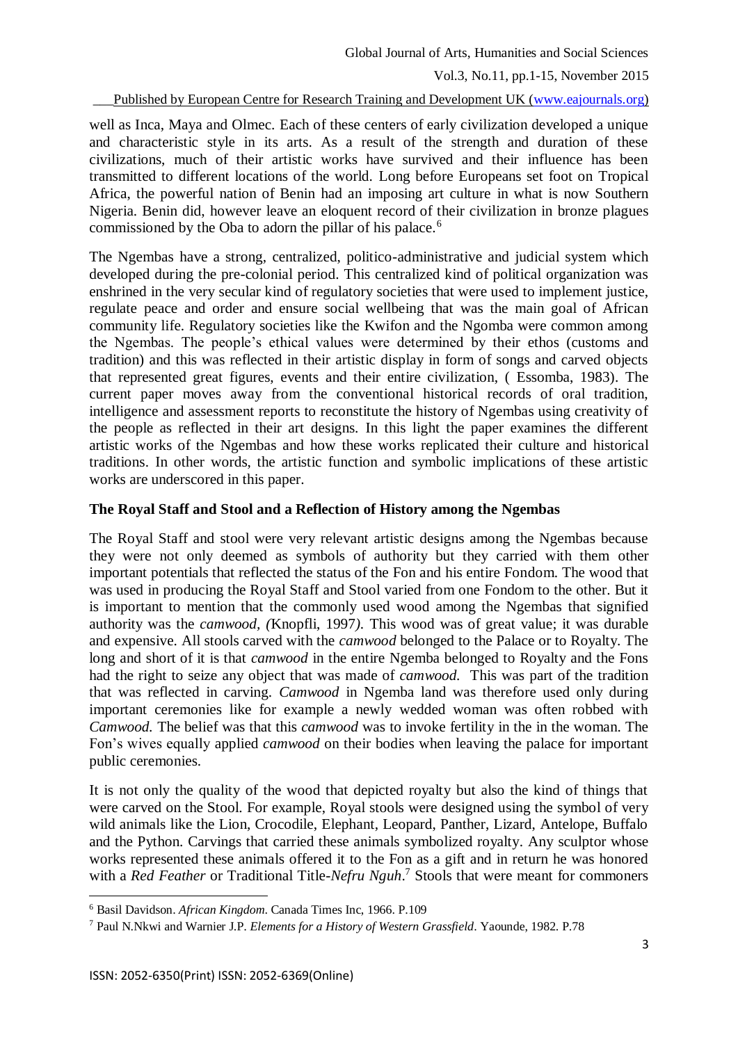well as Inca, Maya and Olmec. Each of these centers of early civilization developed a unique and characteristic style in its arts. As a result of the strength and duration of these civilizations, much of their artistic works have survived and their influence has been transmitted to different locations of the world. Long before Europeans set foot on Tropical Africa, the powerful nation of Benin had an imposing art culture in what is now Southern Nigeria. Benin did, however leave an eloquent record of their civilization in bronze plagues commissioned by the Oba to adorn the pillar of his palace.[6]

The Ngembas have a strong, centralized, politico-administrative and judicial system which developed during the pre-colonial period. This centralized kind of political organization was enshrined in the very secular kind of regulatory societies that were used to implement justice, regulate peace and order and ensure social wellbeing that was the main goal of African community life. Regulatory societies like the Kwifon and the Ngomba were common among the Ngembas. The people's ethical values were determined by their ethos (customs and tradition) and this was reflected in their artistic display in form of songs and carved objects that represented great figures, events and their entire civilization, ( Essomba, 1983). The current paper moves away from the conventional historical records of oral tradition, intelligence and assessment reports to reconstitute the history of Ngembas using creativity of the people as reflected in their art designs. In this light the paper examines the different artistic works of the Ngembas and how these works replicated their culture and historical traditions. In other words, the artistic function and symbolic implications of these artistic works are underscored in this paper.

## The Royal Staff and Stool and a Reflection of History among the Ngembas

The Royal Staff and stool were very relevant artistic designs among the Ngembas because they were not only deemed as symbols of authority but they carried with them other important potentials that reflected the status of the Fon and his entire Fondom. The wood that was used in producing the Royal Staff and Stool varied from one Fondom to the other. But it is important to mention that the commonly used wood among the Ngembas that signified authority was the *camwood, (*Knopfli, 1997*).* This wood was of great value; it was durable and expensive. All stools carved with the *camwood* belonged to the Palace or to Royalty. The long and short of it is that *camwood* in the entire Ngemba belonged to Royalty and the Fons had the right to seize any object that was made of *camwood.* This was part of the tradition that was reflected in carving. *Camwood* in Ngemba land was therefore used only during important ceremonies like for example a newly wedded woman was often robbed with *Camwood.* The belief was that this *camwood* was to invoke fertility in the in the woman. The Fon's wives equally applied *camwood* on their bodies when leaving the palace for important public ceremonies.

It is not only the quality of the wood that depicted royalty but also the kind of things that were carved on the Stool. For example, Royal stools were designed using the symbol of very wild animals like the Lion, Crocodile, Elephant, Leopard, Panther, Lizard, Antelope, Buffalo and the Python. Carvings that carried these animals symbolized royalty. Any sculptor whose works represented these animals offered it to the Fon as a gift and in return he was honored with a *Red Feather* or Traditional Title-*Nefru Nguh*.[7] Stools that were meant for commoners

---

[6] Basil Davidson. *African Kingdom.* Canada Times Inc, 1966. P.109

[7] Paul N.Nkwi and Warnier J.P. *Elements for a History of Western Grassfield*. Yaounde, 1982. P.78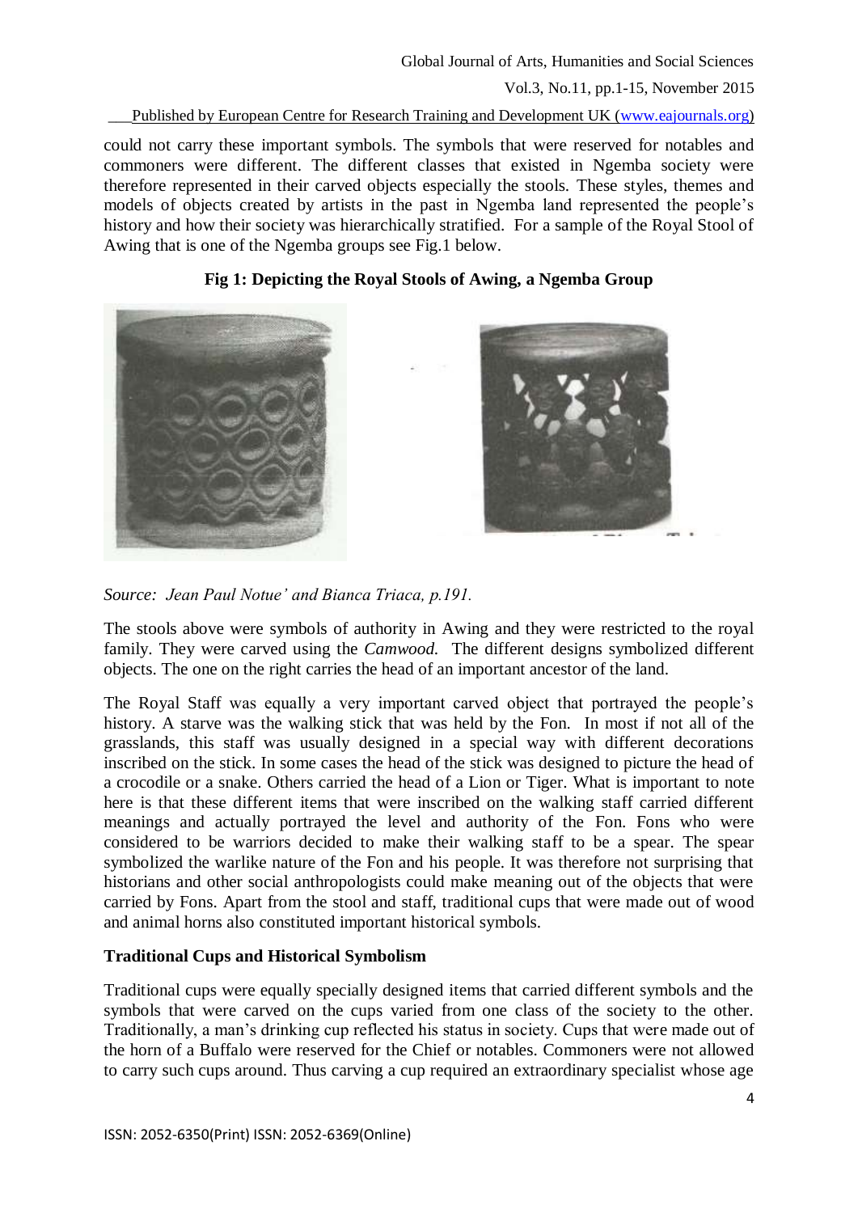could not carry these important symbols. The symbols that were reserved for notables and commoners were different. The different classes that existed in Ngemba society were therefore represented in their carved objects especially the stools. These styles, themes and models of objects created by artists in the past in Ngemba land represented the people's history and how their society was hierarchically stratified. For a sample of the Royal Stool of Awing that is one of the Ngemba groups see Fig.1 below.

**Fig 1: Depicting the Royal Stools of Awing, a Ngemba Group**

*Source: Jean Paul Notue' and Bianca Triaca, p.191.*

The stools above were symbols of authority in Awing and they were restricted to the royal family. They were carved using the *Camwood.* The different designs symbolized different objects. The one on the right carries the head of an important ancestor of the land.

The Royal Staff was equally a very important carved object that portrayed the people's history. A starve was the walking stick that was held by the Fon. In most if not all of the grasslands, this staff was usually designed in a special way with different decorations inscribed on the stick. In some cases the head of the stick was designed to picture the head of a crocodile or a snake. Others carried the head of a Lion or Tiger. What is important to note here is that these different items that were inscribed on the walking staff carried different meanings and actually portrayed the level and authority of the Fon. Fons who were considered to be warriors decided to make their walking staff to be a spear. The spear symbolized the warlike nature of the Fon and his people. It was therefore not surprising that historians and other social anthropologists could make meaning out of the objects that were carried by Fons. Apart from the stool and staff, traditional cups that were made out of wood and animal horns also constituted important historical symbols.

**Traditional Cups and Historical Symbolism**

Traditional cups were equally specially designed items that carried different symbols and the symbols that were carved on the cups varied from one class of the society to the other. Traditionally, a man's drinking cup reflected his status in society. Cups that were made out of the horn of a Buffalo were reserved for the Chief or notables. Commoners were not allowed to carry such cups around. Thus carving a cup required an extraordinary specialist whose age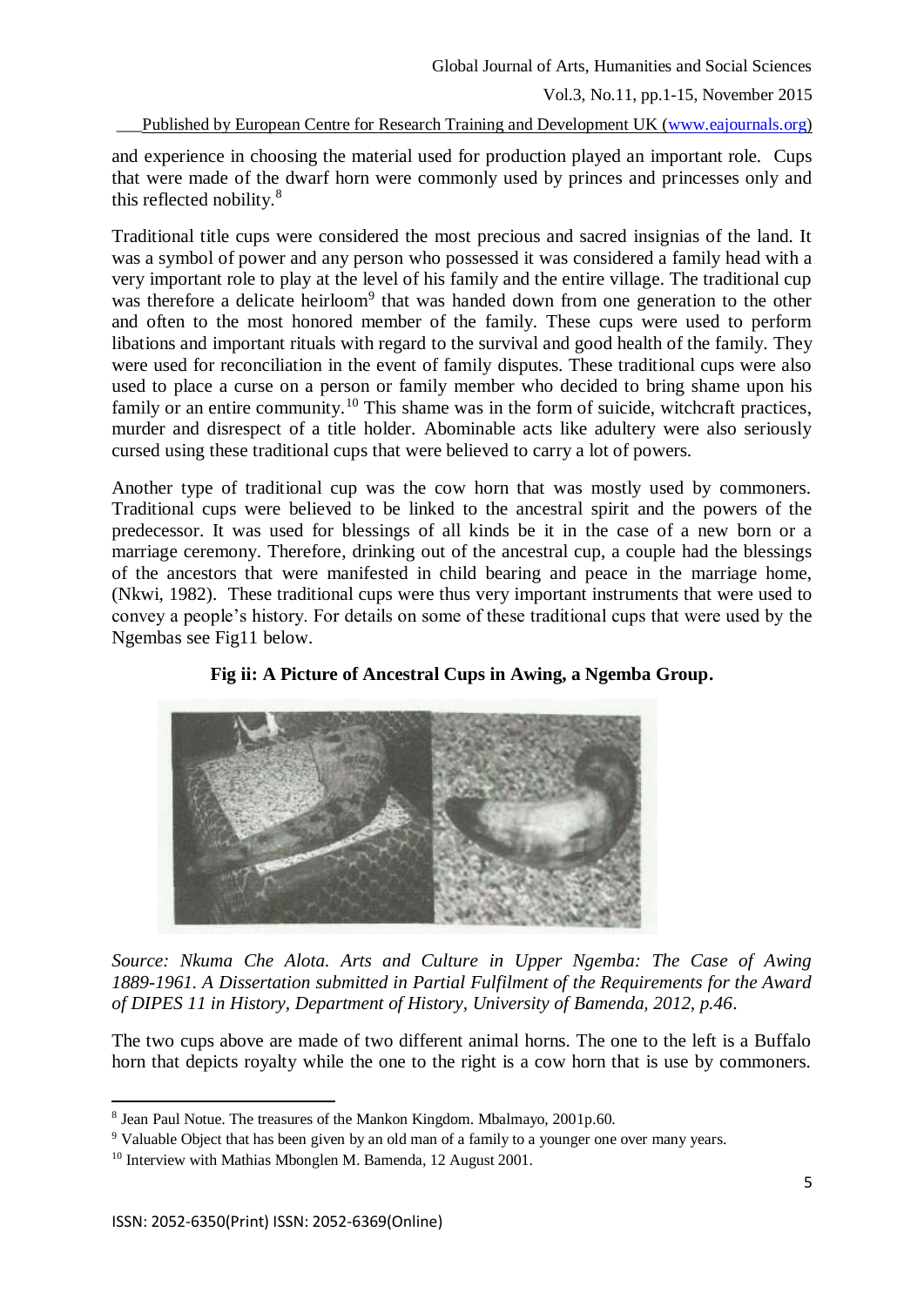and experience in choosing the material used for production played an important role. Cups that were made of the dwarf horn were commonly used by princes and princesses only and this reflected nobility.[8]

Traditional title cups were considered the most precious and sacred insignias of the land. It was a symbol of power and any person who possessed it was considered a family head with a very important role to play at the level of his family and the entire village. The traditional cup was therefore a delicate heirloom[9] that was handed down from one generation to the other and often to the most honored member of the family. These cups were used to perform libations and important rituals with regard to the survival and good health of the family. They were used for reconciliation in the event of family disputes. These traditional cups were also used to place a curse on a person or family member who decided to bring shame upon his family or an entire community.[10] This shame was in the form of suicide, witchcraft practices, murder and disrespect of a title holder. Abominable acts like adultery were also seriously cursed using these traditional cups that were believed to carry a lot of powers.

Another type of traditional cup was the cow horn that was mostly used by commoners. Traditional cups were believed to be linked to the ancestral spirit and the powers of the predecessor. It was used for blessings of all kinds be it in the case of a new born or a marriage ceremony. Therefore, drinking out of the ancestral cup, a couple had the blessings of the ancestors that were manifested in child bearing and peace in the marriage home, (Nkwi, 1982). These traditional cups were thus very important instruments that were used to convey a people's history. For details on some of these traditional cups that were used by the Ngembas see Fig11 below.

**Fig ii: A Picture of Ancestral Cups in Awing, a Ngemba Group.**

*Source: Nkuma Che Alota. Arts and Culture in Upper Ngemba: The Case of Awing 1889-1961. A Dissertation submitted in Partial Fulfilment of the Requirements for the Award of DIPES 11 in History, Department of History, University of Bamenda, 2012, p.46.*

The two cups above are made of two different animal horns. The one to the left is a Buffalo horn that depicts royalty while the one to the right is a cow horn that is use by commoners.

---

[8] Jean Paul Notue. The treasures of the Mankon Kingdom. Mbalmayo, 2001p.60.

[9] Valuable Object that has been given by an old man of a family to a younger one over many years.

[10] Interview with Mathias Mbonglen M. Bamenda, 12 August 2001.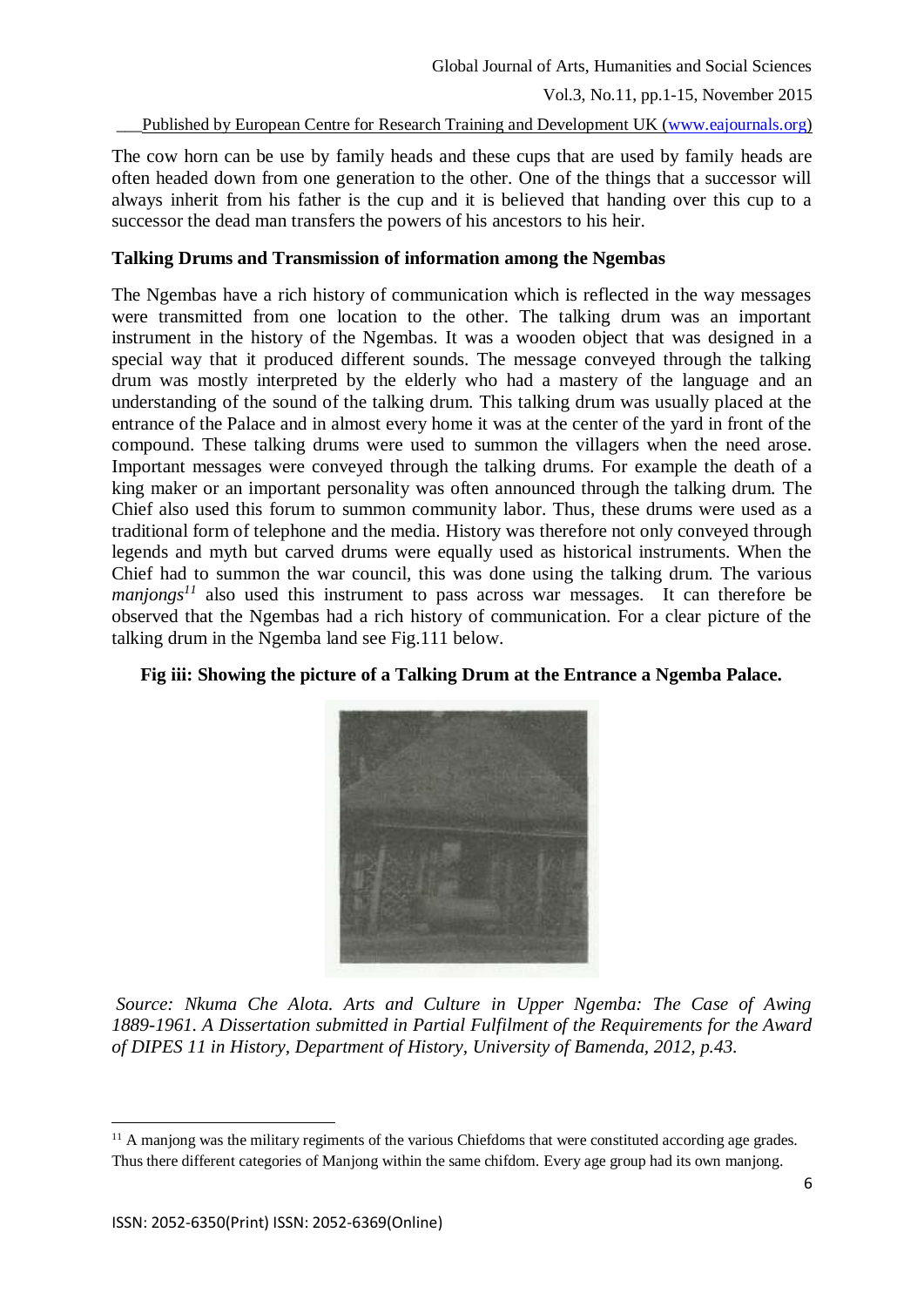The cow horn can be use by family heads and these cups that are used by family heads are often headed down from one generation to the other. One of the things that a successor will always inherit from his father is the cup and it is believed that handing over this cup to a successor the dead man transfers the powers of his ancestors to his heir.

**Talking Drums and Transmission of information among the Ngembas**

The Ngembas have a rich history of communication which is reflected in the way messages were transmitted from one location to the other. The talking drum was an important instrument in the history of the Ngembas. It was a wooden object that was designed in a special way that it produced different sounds. The message conveyed through the talking drum was mostly interpreted by the elderly who had a mastery of the language and an understanding of the sound of the talking drum. This talking drum was usually placed at the entrance of the Palace and in almost every home it was at the center of the yard in front of the compound. These talking drums were used to summon the villagers when the need arose. Important messages were conveyed through the talking drums. For example the death of a king maker or an important personality was often announced through the talking drum. The Chief also used this forum to summon community labor. Thus, these drums were used as a traditional form of telephone and the media. History was therefore not only conveyed through legends and myth but carved drums were equally used as historical instruments. When the Chief had to summon the war council, this was done using the talking drum. The various *manjongs*[11] also used this instrument to pass across war messages. It can therefore be observed that the Ngembas had a rich history of communication. For a clear picture of the talking drum in the Ngemba land see Fig.111 below.

**Fig iii: Showing the picture of a Talking Drum at the Entrance a Ngemba Palace.**

*Source: Nkuma Che Alota. Arts and Culture in Upper Ngemba: The Case of Awing 1889-1961. A Dissertation submitted in Partial Fulfilment of the Requirements for the Award of DIPES 11 in History, Department of History, University of Bamenda, 2012, p.43.*

---

[11] A manjong was the military regiments of the various Chiefdoms that were constituted according age grades. Thus there different categories of Manjong within the same chifdom. Every age group had its own manjong.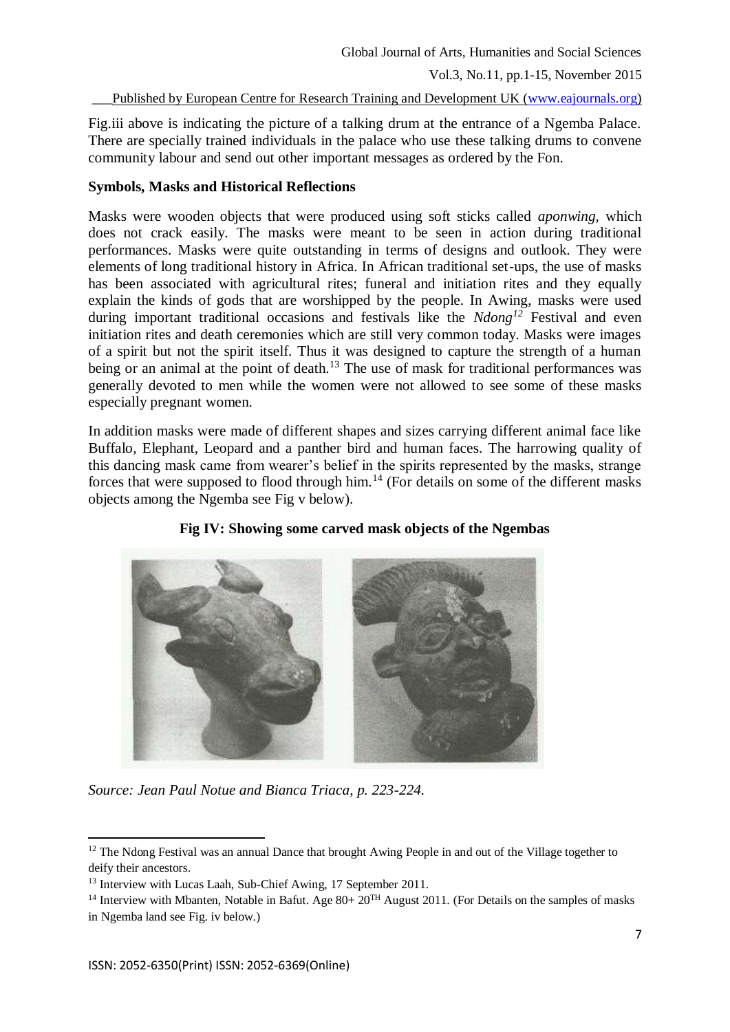Fig.iii above is indicating the picture of a talking drum at the entrance of a Ngemba Palace. There are specially trained individuals in the palace who use these talking drums to convene community labour and send out other important messages as ordered by the Fon.

**Symbols, Masks and Historical Reflections**

Masks were wooden objects that were produced using soft sticks called *aponwing*, which does not crack easily. The masks were meant to be seen in action during traditional performances. Masks were quite outstanding in terms of designs and outlook. They were elements of long traditional history in Africa. In African traditional set-ups, the use of masks has been associated with agricultural rites; funeral and initiation rites and they equally explain the kinds of gods that are worshipped by the people. In Awing, masks were used during important traditional occasions and festivals like the *Ndong*[12] Festival and even initiation rites and death ceremonies which are still very common today. Masks were images of a spirit but not the spirit itself. Thus it was designed to capture the strength of a human being or an animal at the point of death.[13] The use of mask for traditional performances was generally devoted to men while the women were not allowed to see some of these masks especially pregnant women.

In addition masks were made of different shapes and sizes carrying different animal face like Buffalo, Elephant, Leopard and a panther bird and human faces. The harrowing quality of this dancing mask came from wearer's belief in the spirits represented by the masks, strange forces that were supposed to flood through him.[14] (For details on some of the different masks objects among the Ngemba see Fig v below).

**Fig IV: Showing some carved mask objects of the Ngembas**

*Source: Jean Paul Notue and Bianca Triaca, p. 223-224.*

---

[12] The Ndong Festival was an annual Dance that brought Awing People in and out of the Village together to deify their ancestors.

[13] Interview with Lucas Laah, Sub-Chief Awing, 17 September 2011.

[14] Interview with Mbanten, Notable in Bafut. Age 80+ 20TH August 2011. (For Details on the samples of masks in Ngemba land see Fig. iv below.)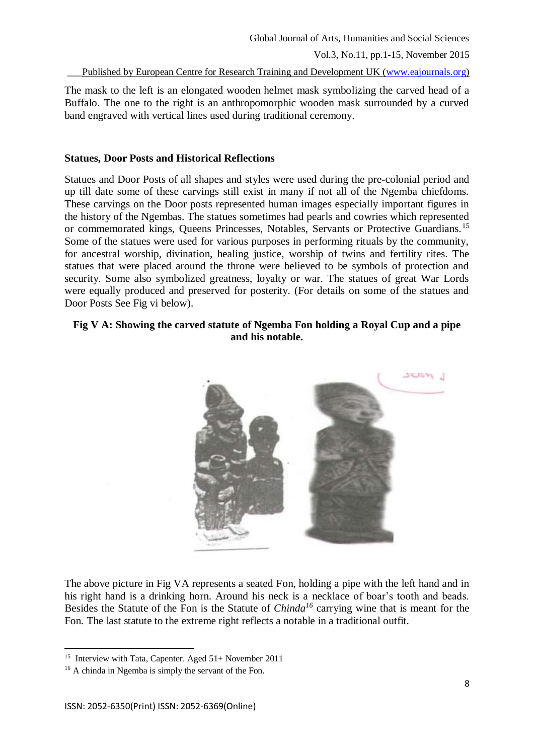The mask to the left is an elongated wooden helmet mask symbolizing the carved head of a Buffalo. The one to the right is an anthropomorphic wooden mask surrounded by a curved band engraved with vertical lines used during traditional ceremony.

### Statues, Door Posts and Historical Reflections

Statues and Door Posts of all shapes and styles were used during the pre-colonial period and up till date some of these carvings still exist in many if not all of the Ngemba chiefdoms. These carvings on the Door posts represented human images especially important figures in the history of the Ngembas. The statues sometimes had pearls and cowries which represented or commemorated kings, Queens Princesses, Notables, Servants or Protective Guardians.[15] Some of the statues were used for various purposes in performing rituals by the community, for ancestral worship, divination, healing justice, worship of twins and fertility rites. The statues that were placed around the throne were believed to be symbols of protection and security. Some also symbolized greatness, loyalty or war. The statues of great War Lords were equally produced and preserved for posterity. (For details on some of the statues and Door Posts See Fig vi below).

**Fig V A: Showing the carved statute of Ngemba Fon holding a Royal Cup and a pipe and his notable.**

The above picture in Fig VA represents a seated Fon, holding a pipe with the left hand and in his right hand is a drinking horn. Around his neck is a necklace of boar's tooth and beads. Besides the Statute of the Fon is the Statute of *Chinda*[16] carrying wine that is meant for the Fon. The last statute to the extreme right reflects a notable in a traditional outfit.

---

[15] Interview with Tata, Capenter. Aged 51+ November 2011

[16] A chinda in Ngemba is simply the servant of the Fon.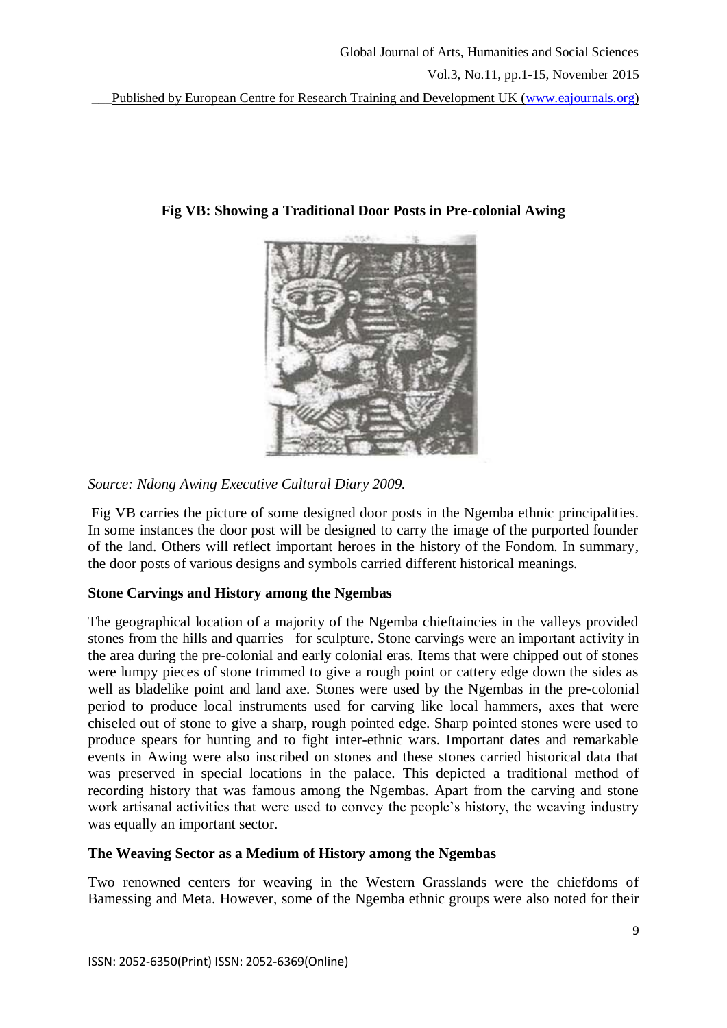**Fig VB: Showing a Traditional Door Posts in Pre-colonial Awing**

*Source: Ndong Awing Executive Cultural Diary 2009.*

Fig VB carries the picture of some designed door posts in the Ngemba ethnic principalities. In some instances the door post will be designed to carry the image of the purported founder of the land. Others will reflect important heroes in the history of the Fondom. In summary, the door posts of various designs and symbols carried different historical meanings.

**Stone Carvings and History among the Ngembas**

The geographical location of a majority of the Ngemba chieftaincies in the valleys provided stones from the hills and quarries for sculpture. Stone carvings were an important activity in the area during the pre-colonial and early colonial eras. Items that were chipped out of stones were lumpy pieces of stone trimmed to give a rough point or cattery edge down the sides as well as bladelike point and land axe. Stones were used by the Ngembas in the pre-colonial period to produce local instruments used for carving like local hammers, axes that were chiseled out of stone to give a sharp, rough pointed edge. Sharp pointed stones were used to produce spears for hunting and to fight inter-ethnic wars. Important dates and remarkable events in Awing were also inscribed on stones and these stones carried historical data that was preserved in special locations in the palace. This depicted a traditional method of recording history that was famous among the Ngembas. Apart from the carving and stone work artisanal activities that were used to convey the people's history, the weaving industry was equally an important sector.

**The Weaving Sector as a Medium of History among the Ngembas**

Two renowned centers for weaving in the Western Grasslands were the chiefdoms of Bamessing and Meta. However, some of the Ngemba ethnic groups were also noted for their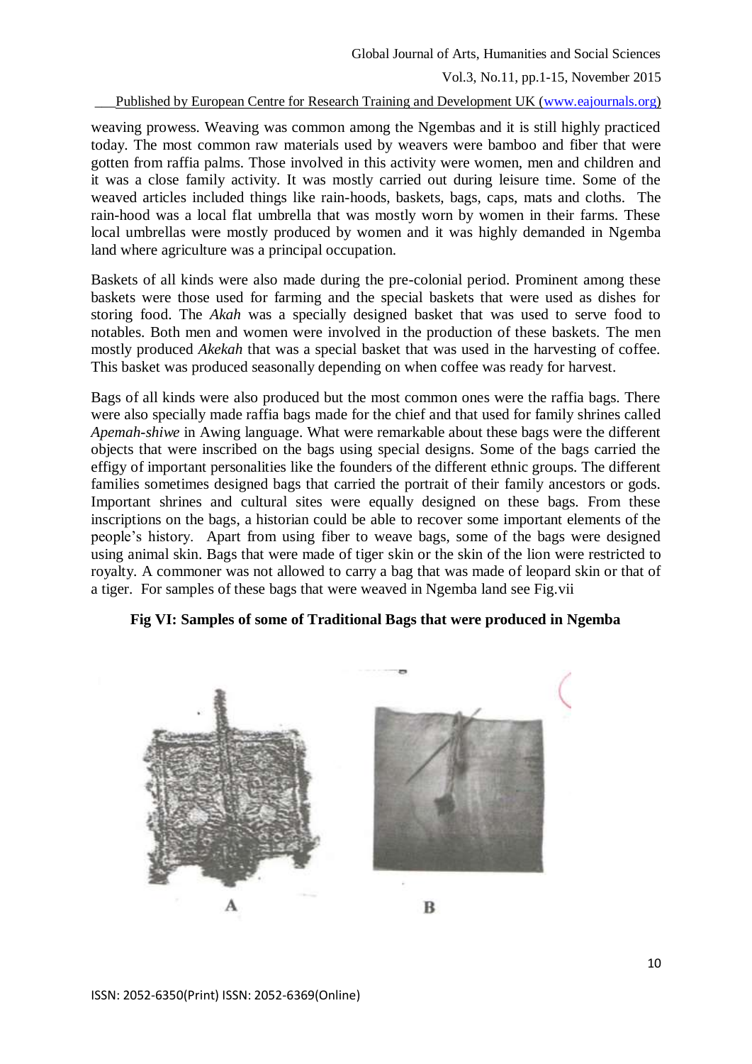weaving prowess. Weaving was common among the Ngembas and it is still highly practiced today. The most common raw materials used by weavers were bamboo and fiber that were gotten from raffia palms. Those involved in this activity were women, men and children and it was a close family activity. It was mostly carried out during leisure time. Some of the weaved articles included things like rain-hoods, baskets, bags, caps, mats and cloths. The rain-hood was a local flat umbrella that was mostly worn by women in their farms. These local umbrellas were mostly produced by women and it was highly demanded in Ngemba land where agriculture was a principal occupation.

Baskets of all kinds were also made during the pre-colonial period. Prominent among these baskets were those used for farming and the special baskets that were used as dishes for storing food. The *Akah* was a specially designed basket that was used to serve food to notables. Both men and women were involved in the production of these baskets. The men mostly produced *Akekah* that was a special basket that was used in the harvesting of coffee. This basket was produced seasonally depending on when coffee was ready for harvest.

Bags of all kinds were also produced but the most common ones were the raffia bags. There were also specially made raffia bags made for the chief and that used for family shrines called *Apemah-shiwe* in Awing language. What were remarkable about these bags were the different objects that were inscribed on the bags using special designs. Some of the bags carried the effigy of important personalities like the founders of the different ethnic groups. The different families sometimes designed bags that carried the portrait of their family ancestors or gods. Important shrines and cultural sites were equally designed on these bags. From these inscriptions on the bags, a historian could be able to recover some important elements of the people's history. Apart from using fiber to weave bags, some of the bags were designed using animal skin. Bags that were made of tiger skin or the skin of the lion were restricted to royalty. A commoner was not allowed to carry a bag that was made of leopard skin or that of a tiger. For samples of these bags that were weaved in Ngemba land see Fig.vii

**Fig VI: Samples of some of Traditional Bags that were produced in Ngemba**

A B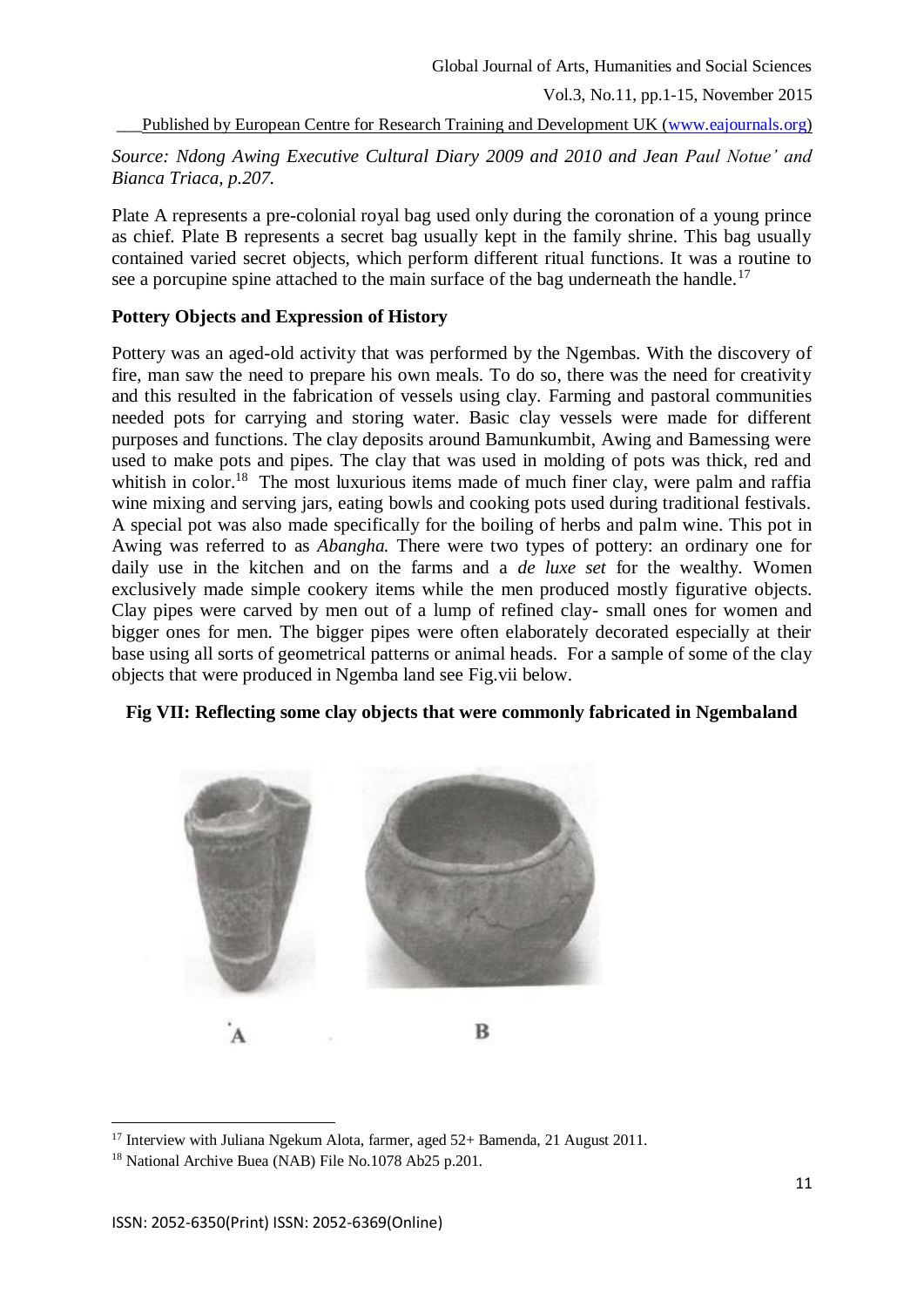*Source: Ndong Awing Executive Cultural Diary 2009 and 2010 and Jean Paul Notue' and Bianca Triaca, p.207.*

Plate A represents a pre-colonial royal bag used only during the coronation of a young prince as chief. Plate B represents a secret bag usually kept in the family shrine. This bag usually contained varied secret objects, which perform different ritual functions. It was a routine to see a porcupine spine attached to the main surface of the bag underneath the handle.[17]

**Pottery Objects and Expression of History**

Pottery was an aged-old activity that was performed by the Ngembas. With the discovery of fire, man saw the need to prepare his own meals. To do so, there was the need for creativity and this resulted in the fabrication of vessels using clay. Farming and pastoral communities needed pots for carrying and storing water. Basic clay vessels were made for different purposes and functions. The clay deposits around Bamunkumbit, Awing and Bamessing were used to make pots and pipes. The clay that was used in molding of pots was thick, red and whitish in color.[18] The most luxurious items made of much finer clay, were palm and raffia wine mixing and serving jars, eating bowls and cooking pots used during traditional festivals. A special pot was also made specifically for the boiling of herbs and palm wine. This pot in Awing was referred to as *Abangha.* There were two types of pottery: an ordinary one for daily use in the kitchen and on the farms and a *de luxe set* for the wealthy. Women exclusively made simple cookery items while the men produced mostly figurative objects. Clay pipes were carved by men out of a lump of refined clay- small ones for women and bigger ones for men. The bigger pipes were often elaborately decorated especially at their base using all sorts of geometrical patterns or animal heads. For a sample of some of the clay objects that were produced in Ngemba land see Fig.vii below.

**Fig VII: Reflecting some clay objects that were commonly fabricated in Ngembaland**

A B

[17] Interview with Juliana Ngekum Alota, farmer, aged 52+ Bamenda, 21 August 2011.

[18] National Archive Buea (NAB) File No.1078 Ab25 p.201.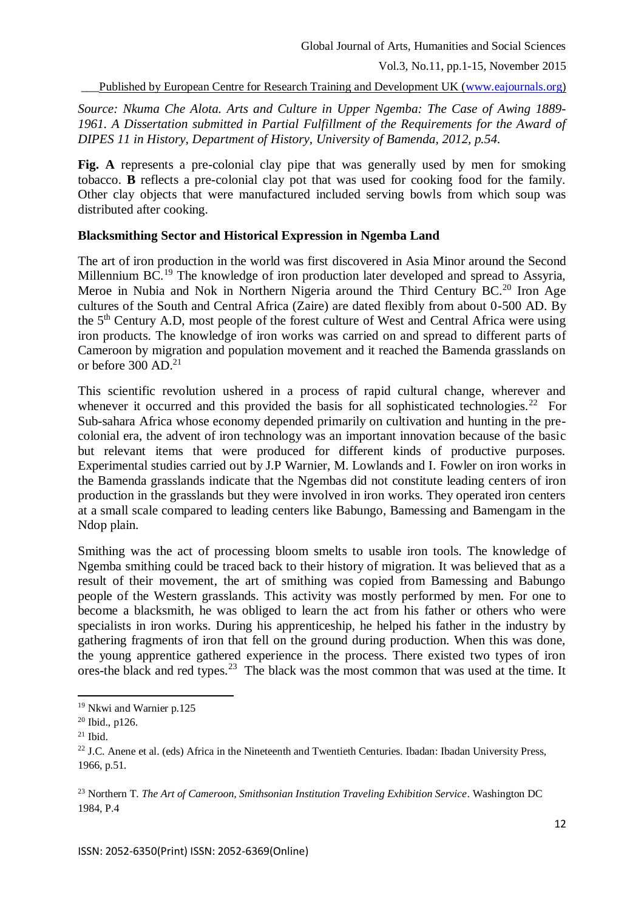*Source: Nkuma Che Alota. Arts and Culture in Upper Ngemba: The Case of Awing 1889-1961. A Dissertation submitted in Partial Fulfillment of the Requirements for the Award of DIPES 11 in History, Department of History, University of Bamenda, 2012, p.54.*

**Fig. A** represents a pre-colonial clay pipe that was generally used by men for smoking tobacco. **B** reflects a pre-colonial clay pot that was used for cooking food for the family. Other clay objects that were manufactured included serving bowls from which soup was distributed after cooking.

**Blacksmithing Sector and Historical Expression in Ngemba Land**

The art of iron production in the world was first discovered in Asia Minor around the Second Millennium BC.[19] The knowledge of iron production later developed and spread to Assyria, Meroe in Nubia and Nok in Northern Nigeria around the Third Century BC.[20] Iron Age cultures of the South and Central Africa (Zaire) are dated flexibly from about 0-500 AD. By the 5th Century A.D, most people of the forest culture of West and Central Africa were using iron products. The knowledge of iron works was carried on and spread to different parts of Cameroon by migration and population movement and it reached the Bamenda grasslands on or before 300 AD.[21]

This scientific revolution ushered in a process of rapid cultural change, wherever and whenever it occurred and this provided the basis for all sophisticated technologies.[22] For Sub-sahara Africa whose economy depended primarily on cultivation and hunting in the pre-colonial era, the advent of iron technology was an important innovation because of the basic but relevant items that were produced for different kinds of productive purposes. Experimental studies carried out by J.P Warnier, M. Lowlands and I. Fowler on iron works in the Bamenda grasslands indicate that the Ngembas did not constitute leading centers of iron production in the grasslands but they were involved in iron works. They operated iron centers at a small scale compared to leading centers like Babungo, Bamessing and Bamengam in the Ndop plain.

Smithing was the act of processing bloom smelts to usable iron tools. The knowledge of Ngemba smithing could be traced back to their history of migration. It was believed that as a result of their movement, the art of smithing was copied from Bamessing and Babungo people of the Western grasslands. This activity was mostly performed by men. For one to become a blacksmith, he was obliged to learn the act from his father or others who were specialists in iron works. During his apprenticeship, he helped his father in the industry by gathering fragments of iron that fell on the ground during production. When this was done, the young apprentice gathered experience in the process. There existed two types of iron ores-the black and red types.[23] The black was the most common that was used at the time. It

---

[19] Nkwi and Warnier p.125

[20] Ibid., p126.

[21] Ibid.

[22] J.C. Anene et al. (eds) Africa in the Nineteenth and Twentieth Centuries. Ibadan: Ibadan University Press, 1966, p.51.

[23] Northern T. *The Art of Cameroon, Smithsonian Institution Traveling Exhibition Service*. Washington DC 1984, P.4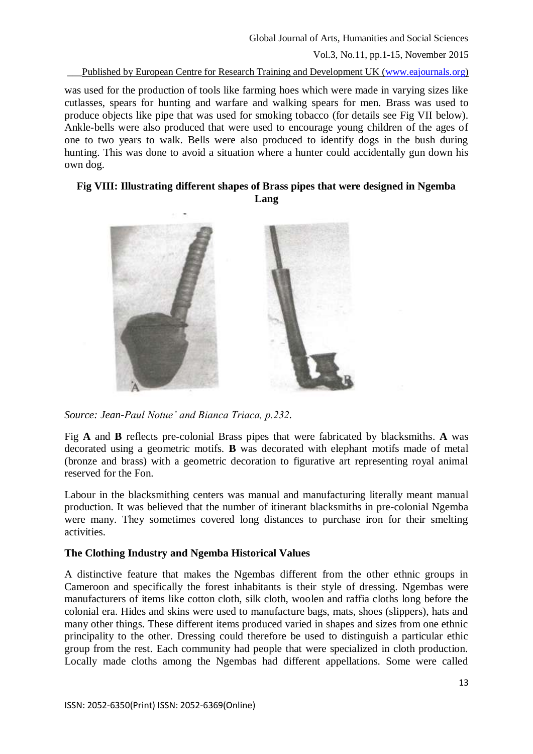was used for the production of tools like farming hoes which were made in varying sizes like cutlasses, spears for hunting and warfare and walking spears for men. Brass was used to produce objects like pipe that was used for smoking tobacco (for details see Fig VII below). Ankle-bells were also produced that were used to encourage young children of the ages of one to two years to walk. Bells were also produced to identify dogs in the bush during hunting. This was done to avoid a situation where a hunter could accidentally gun down his own dog.

**Fig VIII: Illustrating different shapes of Brass pipes that were designed in Ngemba Lang**

*Source: Jean-Paul Notue' and Bianca Triaca, p.232.*

Fig **A** and **B** reflects pre-colonial Brass pipes that were fabricated by blacksmiths. **A** was decorated using a geometric motifs. **B** was decorated with elephant motifs made of metal (bronze and brass) with a geometric decoration to figurative art representing royal animal reserved for the Fon.

Labour in the blacksmithing centers was manual and manufacturing literally meant manual production. It was believed that the number of itinerant blacksmiths in pre-colonial Ngemba were many. They sometimes covered long distances to purchase iron for their smelting activities.

**The Clothing Industry and Ngemba Historical Values**

A distinctive feature that makes the Ngembas different from the other ethnic groups in Cameroon and specifically the forest inhabitants is their style of dressing. Ngembas were manufacturers of items like cotton cloth, silk cloth, woolen and raffia cloths long before the colonial era. Hides and skins were used to manufacture bags, mats, shoes (slippers), hats and many other things. These different items produced varied in shapes and sizes from one ethnic principality to the other. Dressing could therefore be used to distinguish a particular ethic group from the rest. Each community had people that were specialized in cloth production. Locally made cloths among the Ngembas had different appellations. Some were called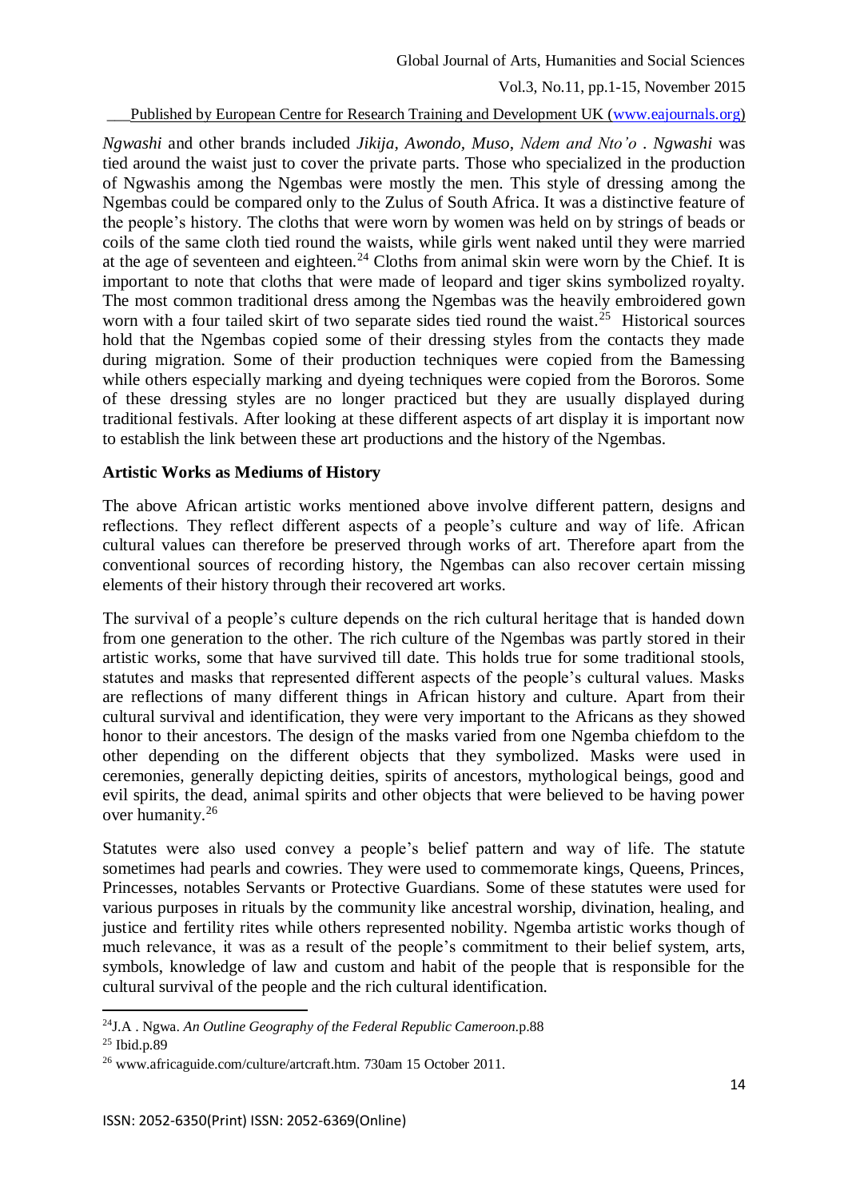*Ngwashi* and other brands included *Jikija, Awondo, Muso, Ndem and Nto'o* . *Ngwashi* was tied around the waist just to cover the private parts. Those who specialized in the production of Ngwashis among the Ngembas were mostly the men. This style of dressing among the Ngembas could be compared only to the Zulus of South Africa. It was a distinctive feature of the people's history. The cloths that were worn by women was held on by strings of beads or coils of the same cloth tied round the waists, while girls went naked until they were married at the age of seventeen and eighteen.[24] Cloths from animal skin were worn by the Chief. It is important to note that cloths that were made of leopard and tiger skins symbolized royalty. The most common traditional dress among the Ngembas was the heavily embroidered gown worn with a four tailed skirt of two separate sides tied round the waist.[25] Historical sources hold that the Ngembas copied some of their dressing styles from the contacts they made during migration. Some of their production techniques were copied from the Bamessing while others especially marking and dyeing techniques were copied from the Bororos. Some of these dressing styles are no longer practiced but they are usually displayed during traditional festivals. After looking at these different aspects of art display it is important now to establish the link between these art productions and the history of the Ngembas.

**Artistic Works as Mediums of History**

The above African artistic works mentioned above involve different pattern, designs and reflections. They reflect different aspects of a people's culture and way of life. African cultural values can therefore be preserved through works of art. Therefore apart from the conventional sources of recording history, the Ngembas can also recover certain missing elements of their history through their recovered art works.

The survival of a people's culture depends on the rich cultural heritage that is handed down from one generation to the other. The rich culture of the Ngembas was partly stored in their artistic works, some that have survived till date. This holds true for some traditional stools, statutes and masks that represented different aspects of the people's cultural values. Masks are reflections of many different things in African history and culture. Apart from their cultural survival and identification, they were very important to the Africans as they showed honor to their ancestors. The design of the masks varied from one Ngemba chiefdom to the other depending on the different objects that they symbolized. Masks were used in ceremonies, generally depicting deities, spirits of ancestors, mythological beings, good and evil spirits, the dead, animal spirits and other objects that were believed to be having power over humanity.[26]

Statutes were also used convey a people's belief pattern and way of life. The statute sometimes had pearls and cowries. They were used to commemorate kings, Queens, Princes, Princesses, notables Servants or Protective Guardians. Some of these statutes were used for various purposes in rituals by the community like ancestral worship, divination, healing, and justice and fertility rites while others represented nobility. Ngemba artistic works though of much relevance, it was as a result of the people's commitment to their belief system, arts, symbols, knowledge of law and custom and habit of the people that is responsible for the cultural survival of the people and the rich cultural identification.

---

[24] J.A . Ngwa. *An Outline Geography of the Federal Republic Cameroon*.p.88

[25] Ibid.p.89

[26] www.africaguide.com/culture/artcraft.htm. 730am 15 October 2011.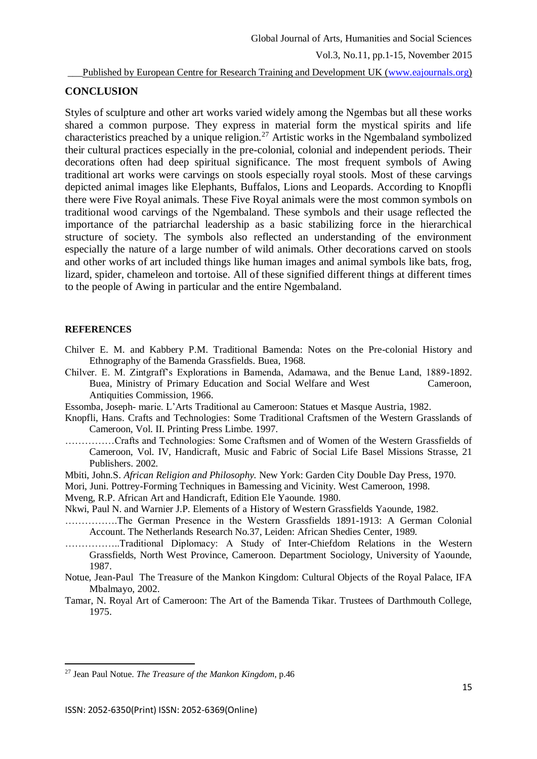## CONCLUSION

Styles of sculpture and other art works varied widely among the Ngembas but all these works shared a common purpose. They express in material form the mystical spirits and life characteristics preached by a unique religion.[27] Artistic works in the Ngembaland symbolized their cultural practices especially in the pre-colonial, colonial and independent periods. Their decorations often had deep spiritual significance. The most frequent symbols of Awing traditional art works were carvings on stools especially royal stools. Most of these carvings depicted animal images like Elephants, Buffalos, Lions and Leopards. According to Knopfli there were Five Royal animals. These Five Royal animals were the most common symbols on traditional wood carvings of the Ngembaland. These symbols and their usage reflected the importance of the patriarchal leadership as a basic stabilizing force in the hierarchical structure of society. The symbols also reflected an understanding of the environment especially the nature of a large number of wild animals. Other decorations carved on stools and other works of art included things like human images and animal symbols like bats, frog, lizard, spider, chameleon and tortoise. All of these signified different things at different times to the people of Awing in particular and the entire Ngembaland.

## REFERENCES

Chilver E. M. and Kabbery P.M. Traditional Bamenda: Notes on the Pre-colonial History and Ethnography of the Bamenda Grassfields. Buea, 1968.

Chilver. E. M. Zintgraff's Explorations in Bamenda, Adamawa, and the Benue Land, 1889-1892. Buea, Ministry of Primary Education and Social Welfare and West Cameroon, Antiquities Commission, 1966.

Essomba, Joseph- marie. L'Arts Traditional au Cameroon: Statues et Masque Austria, 1982.

Knopfli, Hans. Crafts and Technologies: Some Traditional Craftsmen of the Western Grasslands of Cameroon, Vol. II. Printing Press Limbe. 1997.

……………Crafts and Technologies: Some Craftsmen and of Women of the Western Grassfields of Cameroon, Vol. IV, Handicraft, Music and Fabric of Social Life Basel Missions Strasse, 21 Publishers. 2002.

Mbiti, John.S. *African Religion and Philosophy.* New York: Garden City Double Day Press, 1970.

Mori, Juni. Pottrey-Forming Techniques in Bamessing and Vicinity. West Cameroon, 1998.

Mveng, R.P. African Art and Handicraft, Edition Ele Yaounde. 1980.

Nkwi, Paul N. and Warnier J.P. Elements of a History of Western Grassfields Yaounde, 1982.

…………….The German Presence in the Western Grassfields 1891-1913: A German Colonial Account. The Netherlands Research No.37, Leiden: African Shedies Center, 1989.

……………..Traditional Diplomacy: A Study of Inter-Chiefdom Relations in the Western Grassfields, North West Province, Cameroon. Department Sociology, University of Yaounde, 1987.

Notue, Jean-Paul The Treasure of the Mankon Kingdom: Cultural Objects of the Royal Palace, IFA Mbalmayo, 2002.

Tamar, N. Royal Art of Cameroon: The Art of the Bamenda Tikar. Trustees of Darthmouth College, 1975.

---

[27] Jean Paul Notue. *The Treasure of the Mankon Kingdom*, p.46